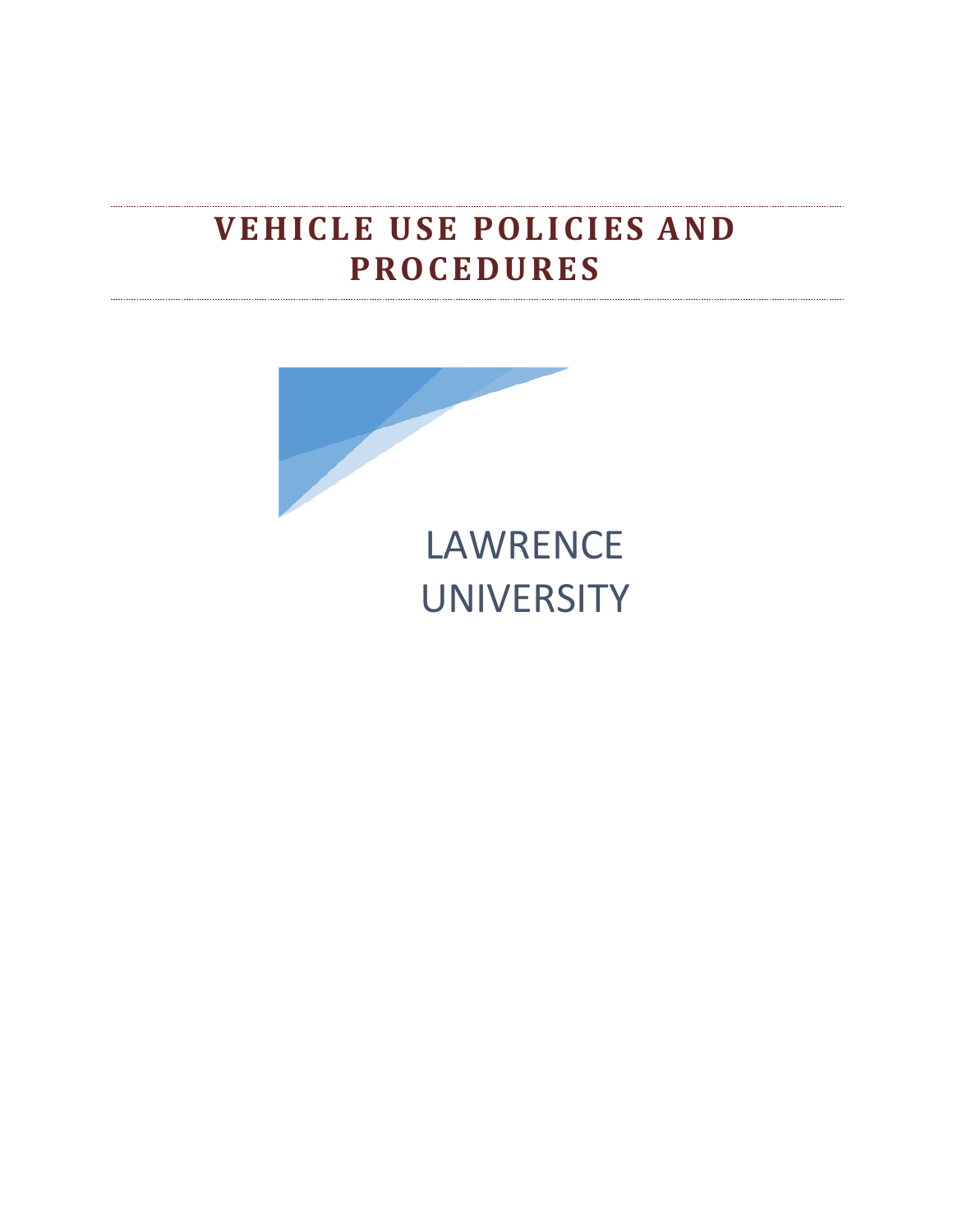# VEHICLE USE POLICIES AND PROCEDURES

LAWRENCE UNIVERSITY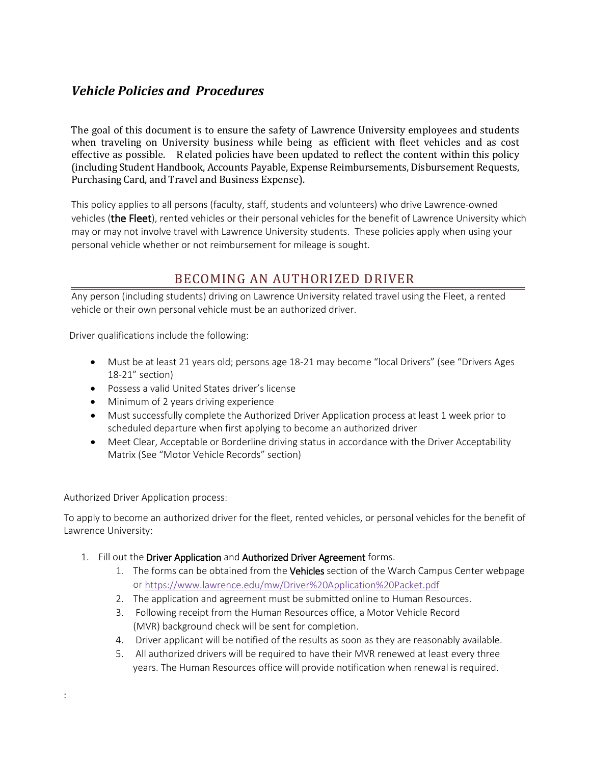## *Vehicle Policies and Procedures*

The goal of this document is to ensure the safety of Lawrence University employees and students when traveling on University business while being as efficient with fleet vehicles and as cost effective as possible. Related policies have been updated to reflect the content within this policy (including Student Handbook, Accounts Payable, Expense Reimbursements, Disbursement Requests, Purchasing Card, and Travel and Business Expense).

This policy applies to all persons (faculty, staff, students and volunteers) who drive Lawrence-owned vehicles (the Fleet), rented vehicles or their personal vehicles for the benefit of Lawrence University which may or may not involve travel with Lawrence University students. These policies apply when using your personal vehicle whether or not reimbursement for mileage is sought.

## BECOMING AN AUTHORIZED DRIVER

Any person (including students) driving on Lawrence University related travel using the Fleet, a rented vehicle or their own personal vehicle must be an authorized driver.

Driver qualifications include the following:

- Must be at least 21 years old; persons age 18-21 may become "local Drivers" (see "Drivers Ages 18-21" section)
- Possess a valid United States driver's license
- Minimum of 2 years driving experience
- Must successfully complete the Authorized Driver Application process at least 1 week prior to scheduled departure when first applying to become an authorized driver
- Meet Clear, Acceptable or Borderline driving status in accordance with the Driver Acceptability Matrix (See "Motor Vehicle Records" section)

Authorized Driver Application process:

To apply to become an authorized driver for the fleet, rented vehicles, or personal vehicles for the benefit of Lawrence University:

1. Fill out the Driver Application and Authorized Driver Agreement forms.
    1. The forms can be obtained from the Vehicles section of the Warch Campus Center webpage or https://www.lawrence.edu/mw/Driver%20Application%20Packet.pdf
    2. The application and agreement must be submitted online to Human Resources.
    3. Following receipt from the Human Resources office, a Motor Vehicle Record (MVR) background check will be sent for completion.
    4. Driver applicant will be notified of the results as soon as they are reasonably available.
    5. All authorized drivers will be required to have their MVR renewed at least every three years. The Human Resources office will provide notification when renewal is required.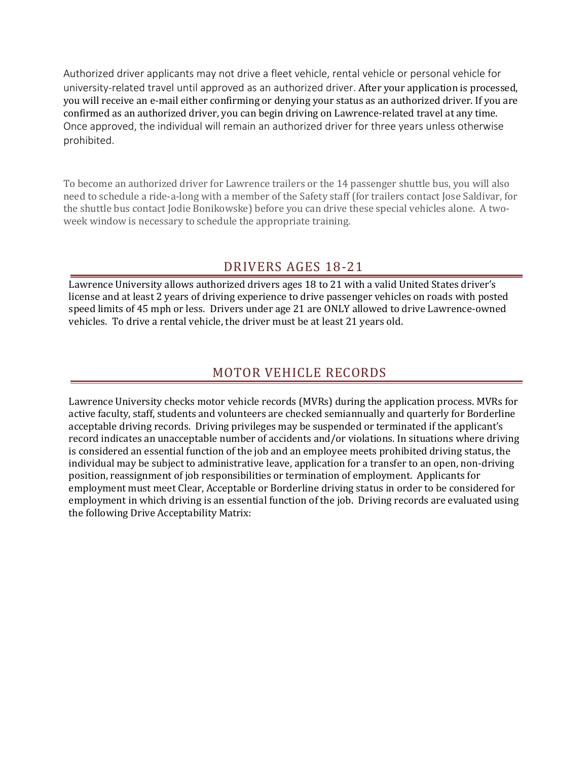Authorized driver applicants may not drive a fleet vehicle, rental vehicle or personal vehicle for university-related travel until approved as an authorized driver. After your application is processed, you will receive an e-mail either confirming or denying your status as an authorized driver. If you are confirmed as an authorized driver, you can begin driving on Lawrence-related travel at any time. Once approved, the individual will remain an authorized driver for three years unless otherwise prohibited.

To become an authorized driver for Lawrence trailers or the 14 passenger shuttle bus, you will also need to schedule a ride-a-long with a member of the Safety staff (for trailers contact Jose Saldivar, for the shuttle bus contact Jodie Bonikowske) before you can drive these special vehicles alone. A two-week window is necessary to schedule the appropriate training.

## DRIVERS AGES 18-21

Lawrence University allows authorized drivers ages 18 to 21 with a valid United States driver's license and at least 2 years of driving experience to drive passenger vehicles on roads with posted speed limits of 45 mph or less. Drivers under age 21 are ONLY allowed to drive Lawrence-owned vehicles. To drive a rental vehicle, the driver must be at least 21 years old.

## MOTOR VEHICLE RECORDS

Lawrence University checks motor vehicle records (MVRs) during the application process. MVRs for active faculty, staff, students and volunteers are checked semiannually and quarterly for Borderline acceptable driving records. Driving privileges may be suspended or terminated if the applicant's record indicates an unacceptable number of accidents and/or violations. In situations where driving is considered an essential function of the job and an employee meets prohibited driving status, the individual may be subject to administrative leave, application for a transfer to an open, non-driving position, reassignment of job responsibilities or termination of employment. Applicants for employment must meet Clear, Acceptable or Borderline driving status in order to be considered for employment in which driving is an essential function of the job. Driving records are evaluated using the following Drive Acceptability Matrix: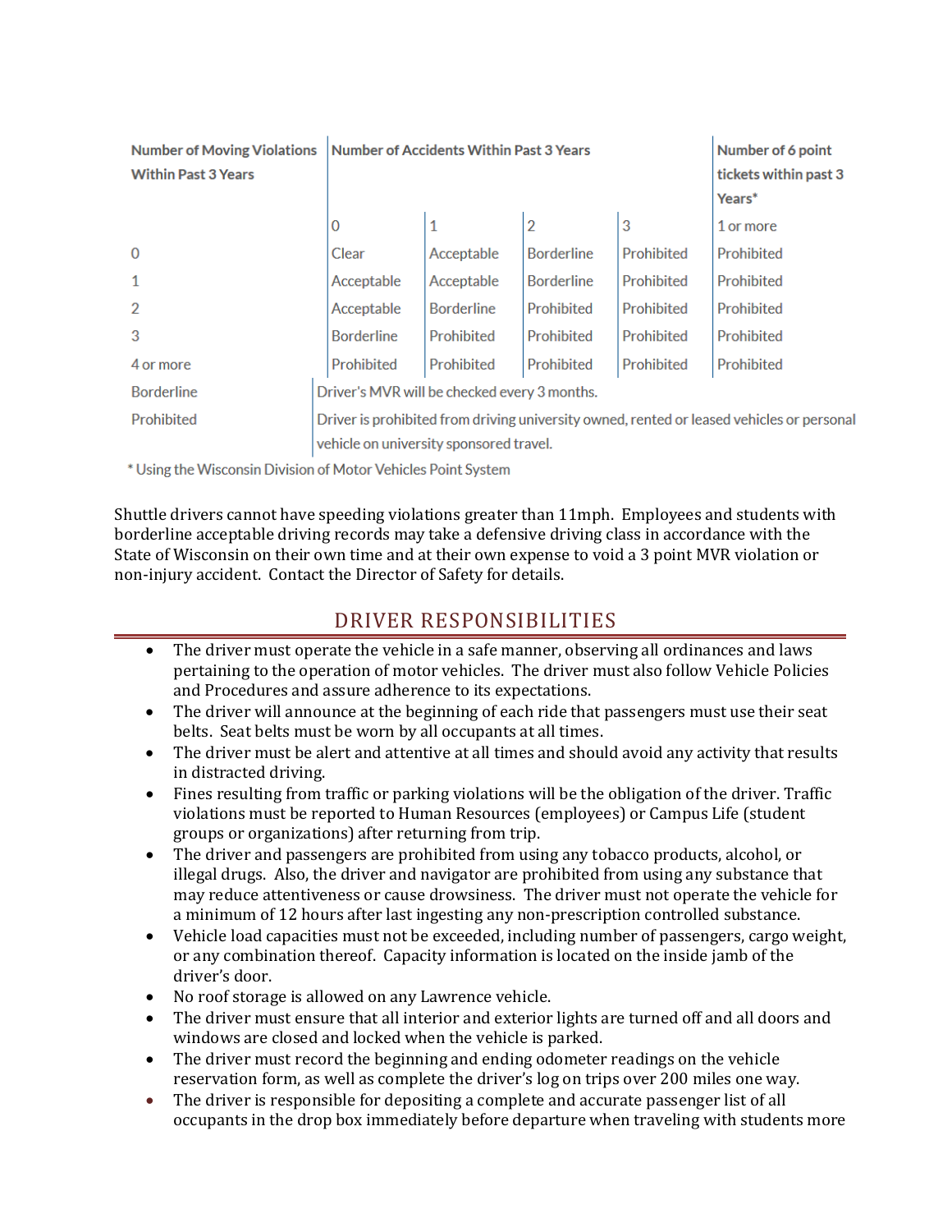| Number of Moving Violations Within Past 3 Years | Number of Accidents Within Past 3 Years | | | | Number of 6 point tickets within past 3 Years* |
|---|---|---|---|---|---|
| | 0 | 1 | 2 | 3 | 1 or more |
| 0 | Clear | Acceptable | Borderline | Prohibited | Prohibited |
| 1 | Acceptable | Acceptable | Borderline | Prohibited | Prohibited |
| 2 | Acceptable | Borderline | Prohibited | Prohibited | Prohibited |
| 3 | Borderline | Prohibited | Prohibited | Prohibited | Prohibited |
| 4 or more | Prohibited | Prohibited | Prohibited | Prohibited | Prohibited |
| Borderline | Driver's MVR will be checked every 3 months. | | | | |
| Prohibited | Driver is prohibited from driving university owned, rented or leased vehicles or personal vehicle on university sponsored travel. | | | | |

* Using the Wisconsin Division of Motor Vehicles Point System

Shuttle drivers cannot have speeding violations greater than 11mph. Employees and students with borderline acceptable driving records may take a defensive driving class in accordance with the State of Wisconsin on their own time and at their own expense to void a 3 point MVR violation or non-injury accident. Contact the Director of Safety for details.

## DRIVER RESPONSIBILITIES

- The driver must operate the vehicle in a safe manner, observing all ordinances and laws pertaining to the operation of motor vehicles. The driver must also follow Vehicle Policies and Procedures and assure adherence to its expectations.
- The driver will announce at the beginning of each ride that passengers must use their seat belts. Seat belts must be worn by all occupants at all times.
- The driver must be alert and attentive at all times and should avoid any activity that results in distracted driving.
- Fines resulting from traffic or parking violations will be the obligation of the driver. Traffic violations must be reported to Human Resources (employees) or Campus Life (student groups or organizations) after returning from trip.
- The driver and passengers are prohibited from using any tobacco products, alcohol, or illegal drugs. Also, the driver and navigator are prohibited from using any substance that may reduce attentiveness or cause drowsiness. The driver must not operate the vehicle for a minimum of 12 hours after last ingesting any non-prescription controlled substance.
- Vehicle load capacities must not be exceeded, including number of passengers, cargo weight, or any combination thereof. Capacity information is located on the inside jamb of the driver's door.
- No roof storage is allowed on any Lawrence vehicle.
- The driver must ensure that all interior and exterior lights are turned off and all doors and windows are closed and locked when the vehicle is parked.
- The driver must record the beginning and ending odometer readings on the vehicle reservation form, as well as complete the driver's log on trips over 200 miles one way.
- The driver is responsible for depositing a complete and accurate passenger list of all occupants in the drop box immediately before departure when traveling with students more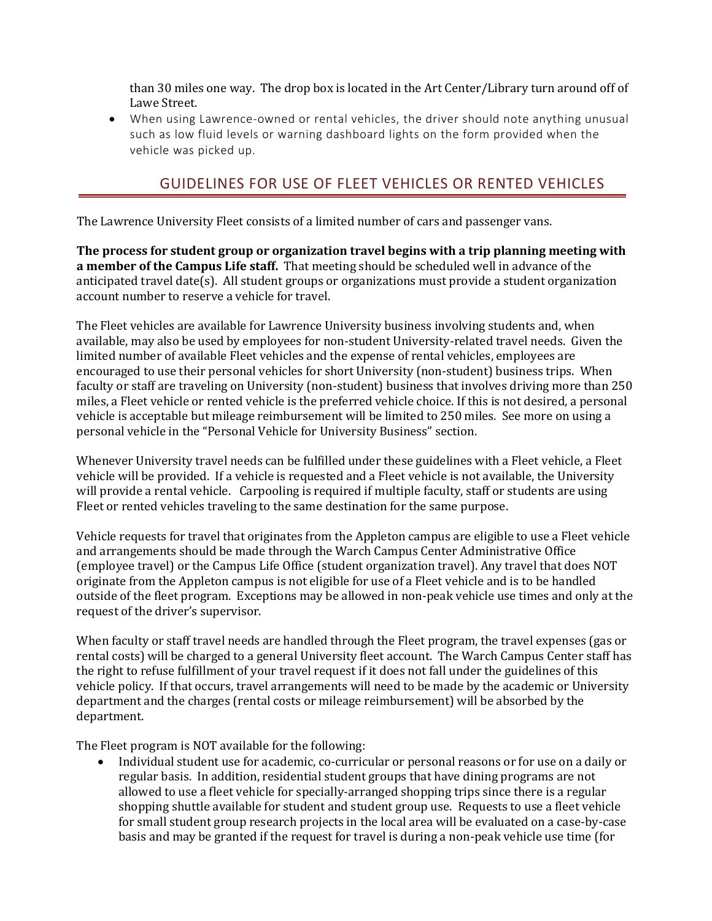than 30 miles one way. The drop box is located in the Art Center/Library turn around off of Lawe Street.

- When using Lawrence-owned or rental vehicles, the driver should note anything unusual such as low fluid levels or warning dashboard lights on the form provided when the vehicle was picked up.

## GUIDELINES FOR USE OF FLEET VEHICLES OR RENTED VEHICLES

The Lawrence University Fleet consists of a limited number of cars and passenger vans.

**The process for student group or organization travel begins with a trip planning meeting with a member of the Campus Life staff.** That meeting should be scheduled well in advance of the anticipated travel date(s). All student groups or organizations must provide a student organization account number to reserve a vehicle for travel.

The Fleet vehicles are available for Lawrence University business involving students and, when available, may also be used by employees for non-student University-related travel needs. Given the limited number of available Fleet vehicles and the expense of rental vehicles, employees are encouraged to use their personal vehicles for short University (non-student) business trips. When faculty or staff are traveling on University (non-student) business that involves driving more than 250 miles, a Fleet vehicle or rented vehicle is the preferred vehicle choice. If this is not desired, a personal vehicle is acceptable but mileage reimbursement will be limited to 250 miles. See more on using a personal vehicle in the "Personal Vehicle for University Business" section.

Whenever University travel needs can be fulfilled under these guidelines with a Fleet vehicle, a Fleet vehicle will be provided. If a vehicle is requested and a Fleet vehicle is not available, the University will provide a rental vehicle. Carpooling is required if multiple faculty, staff or students are using Fleet or rented vehicles traveling to the same destination for the same purpose.

Vehicle requests for travel that originates from the Appleton campus are eligible to use a Fleet vehicle and arrangements should be made through the Warch Campus Center Administrative Office (employee travel) or the Campus Life Office (student organization travel). Any travel that does NOT originate from the Appleton campus is not eligible for use of a Fleet vehicle and is to be handled outside of the fleet program. Exceptions may be allowed in non-peak vehicle use times and only at the request of the driver's supervisor.

When faculty or staff travel needs are handled through the Fleet program, the travel expenses (gas or rental costs) will be charged to a general University fleet account. The Warch Campus Center staff has the right to refuse fulfillment of your travel request if it does not fall under the guidelines of this vehicle policy. If that occurs, travel arrangements will need to be made by the academic or University department and the charges (rental costs or mileage reimbursement) will be absorbed by the department.

The Fleet program is NOT available for the following:

- Individual student use for academic, co-curricular or personal reasons or for use on a daily or regular basis. In addition, residential student groups that have dining programs are not allowed to use a fleet vehicle for specially-arranged shopping trips since there is a regular shopping shuttle available for student and student group use. Requests to use a fleet vehicle for small student group research projects in the local area will be evaluated on a case-by-case basis and may be granted if the request for travel is during a non-peak vehicle use time (for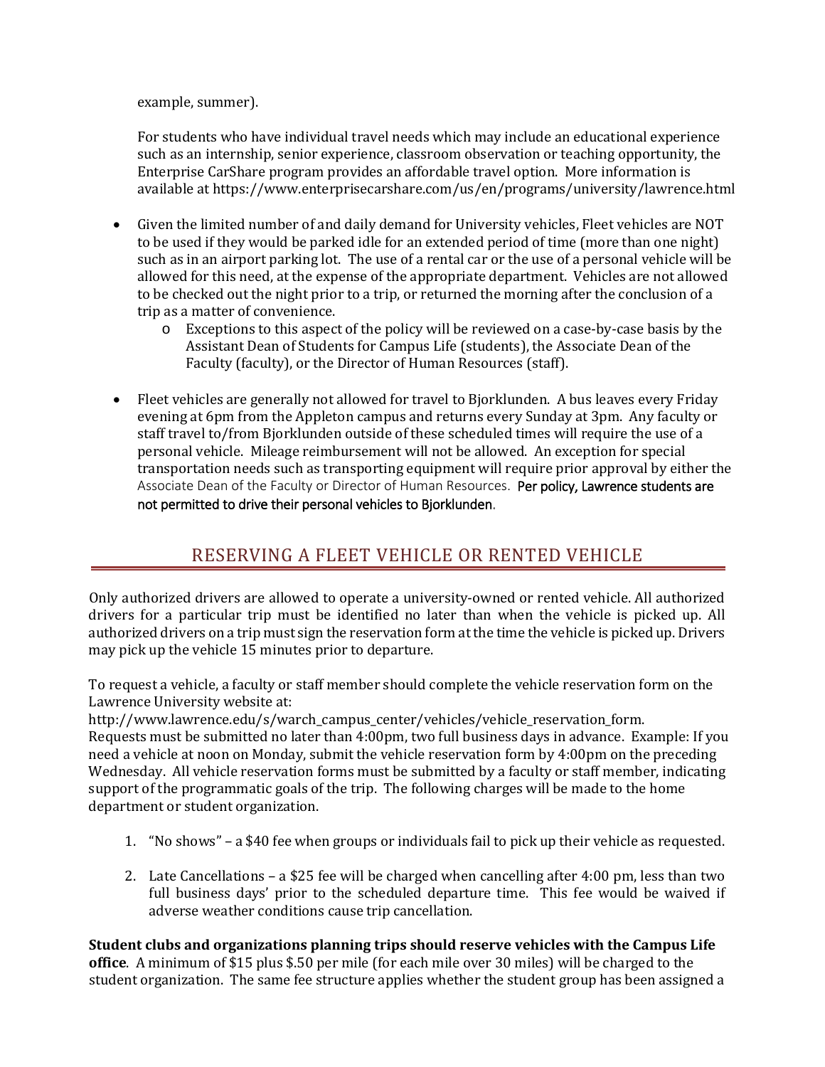example, summer).

For students who have individual travel needs which may include an educational experience such as an internship, senior experience, classroom observation or teaching opportunity, the Enterprise CarShare program provides an affordable travel option. More information is available at https://www.enterprisecarshare.com/us/en/programs/university/lawrence.html

- Given the limited number of and daily demand for University vehicles, Fleet vehicles are NOT to be used if they would be parked idle for an extended period of time (more than one night) such as in an airport parking lot. The use of a rental car or the use of a personal vehicle will be allowed for this need, at the expense of the appropriate department. Vehicles are not allowed to be checked out the night prior to a trip, or returned the morning after the conclusion of a trip as a matter of convenience.
    - Exceptions to this aspect of the policy will be reviewed on a case-by-case basis by the Assistant Dean of Students for Campus Life (students), the Associate Dean of the Faculty (faculty), or the Director of Human Resources (staff).

- Fleet vehicles are generally not allowed for travel to Bjorklunden. A bus leaves every Friday evening at 6pm from the Appleton campus and returns every Sunday at 3pm. Any faculty or staff travel to/from Bjorklunden outside of these scheduled times will require the use of a personal vehicle. Mileage reimbursement will not be allowed. An exception for special transportation needs such as transporting equipment will require prior approval by either the Associate Dean of the Faculty or Director of Human Resources. **Per policy, Lawrence students are not permitted to drive their personal vehicles to Bjorklunden**.

## RESERVING A FLEET VEHICLE OR RENTED VEHICLE

Only authorized drivers are allowed to operate a university-owned or rented vehicle. All authorized drivers for a particular trip must be identified no later than when the vehicle is picked up. All authorized drivers on a trip must sign the reservation form at the time the vehicle is picked up. Drivers may pick up the vehicle 15 minutes prior to departure.

To request a vehicle, a faculty or staff member should complete the vehicle reservation form on the Lawrence University website at:
http://www.lawrence.edu/s/warch_campus_center/vehicles/vehicle_reservation_form.
Requests must be submitted no later than 4:00pm, two full business days in advance. Example: If you need a vehicle at noon on Monday, submit the vehicle reservation form by 4:00pm on the preceding Wednesday. All vehicle reservation forms must be submitted by a faculty or staff member, indicating support of the programmatic goals of the trip. The following charges will be made to the home department or student organization.

1. "No shows" – a $40 fee when groups or individuals fail to pick up their vehicle as requested.

2. Late Cancellations – a $25 fee will be charged when cancelling after 4:00 pm, less than two full business days' prior to the scheduled departure time. This fee would be waived if adverse weather conditions cause trip cancellation.

**Student clubs and organizations planning trips should reserve vehicles with the Campus Life office**. A minimum of $15 plus $.50 per mile (for each mile over 30 miles) will be charged to the student organization. The same fee structure applies whether the student group has been assigned a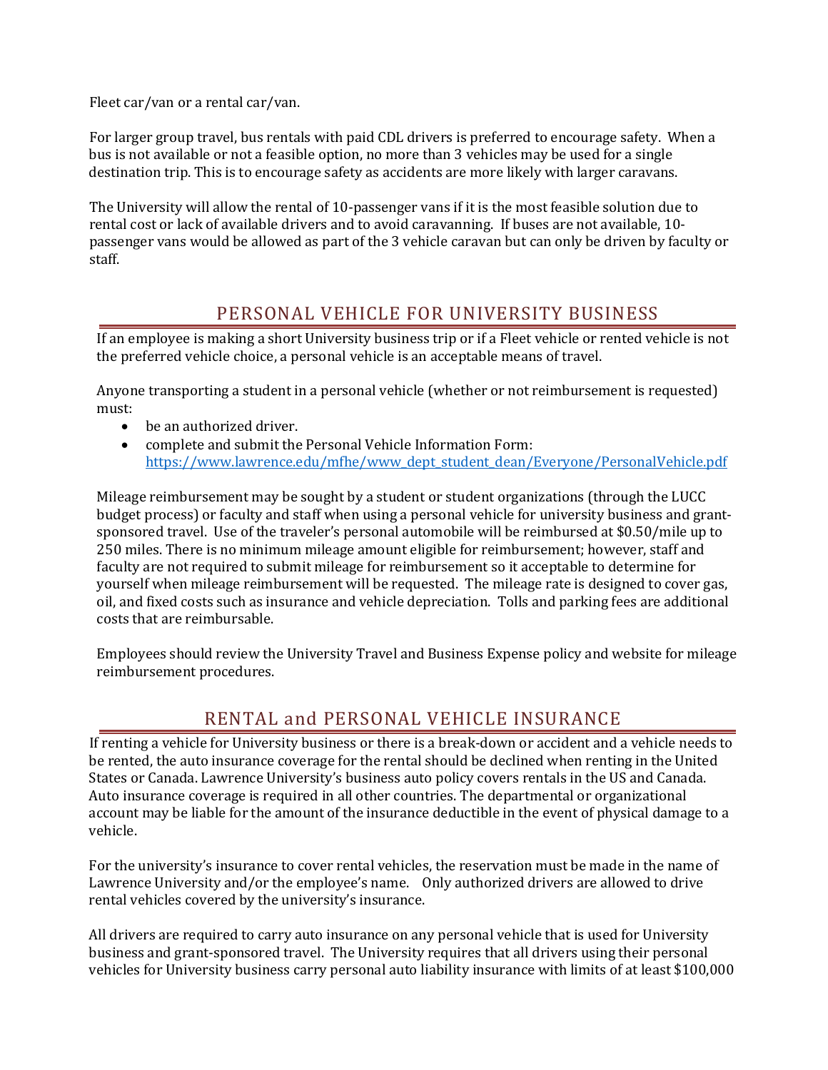Fleet car/van or a rental car/van.

For larger group travel, bus rentals with paid CDL drivers is preferred to encourage safety. When a bus is not available or not a feasible option, no more than 3 vehicles may be used for a single destination trip. This is to encourage safety as accidents are more likely with larger caravans.

The University will allow the rental of 10-passenger vans if it is the most feasible solution due to rental cost or lack of available drivers and to avoid caravanning. If buses are not available, 10-passenger vans would be allowed as part of the 3 vehicle caravan but can only be driven by faculty or staff.

## PERSONAL VEHICLE FOR UNIVERSITY BUSINESS

If an employee is making a short University business trip or if a Fleet vehicle or rented vehicle is not the preferred vehicle choice, a personal vehicle is an acceptable means of travel.

Anyone transporting a student in a personal vehicle (whether or not reimbursement is requested) must:

- be an authorized driver.
- complete and submit the Personal Vehicle Information Form: https://www.lawrence.edu/mfhe/www_dept_student_dean/Everyone/PersonalVehicle.pdf

Mileage reimbursement may be sought by a student or student organizations (through the LUCC budget process) or faculty and staff when using a personal vehicle for university business and grant-sponsored travel. Use of the traveler's personal automobile will be reimbursed at $0.50/mile up to 250 miles. There is no minimum mileage amount eligible for reimbursement; however, staff and faculty are not required to submit mileage for reimbursement so it acceptable to determine for yourself when mileage reimbursement will be requested. The mileage rate is designed to cover gas, oil, and fixed costs such as insurance and vehicle depreciation. Tolls and parking fees are additional costs that are reimbursable.

Employees should review the University Travel and Business Expense policy and website for mileage reimbursement procedures.

## RENTAL and PERSONAL VEHICLE INSURANCE

If renting a vehicle for University business or there is a break-down or accident and a vehicle needs to be rented, the auto insurance coverage for the rental should be declined when renting in the United States or Canada. Lawrence University's business auto policy covers rentals in the US and Canada. Auto insurance coverage is required in all other countries. The departmental or organizational account may be liable for the amount of the insurance deductible in the event of physical damage to a vehicle.

For the university's insurance to cover rental vehicles, the reservation must be made in the name of Lawrence University and/or the employee's name. Only authorized drivers are allowed to drive rental vehicles covered by the university's insurance.

All drivers are required to carry auto insurance on any personal vehicle that is used for University business and grant-sponsored travel. The University requires that all drivers using their personal vehicles for University business carry personal auto liability insurance with limits of at least $100,000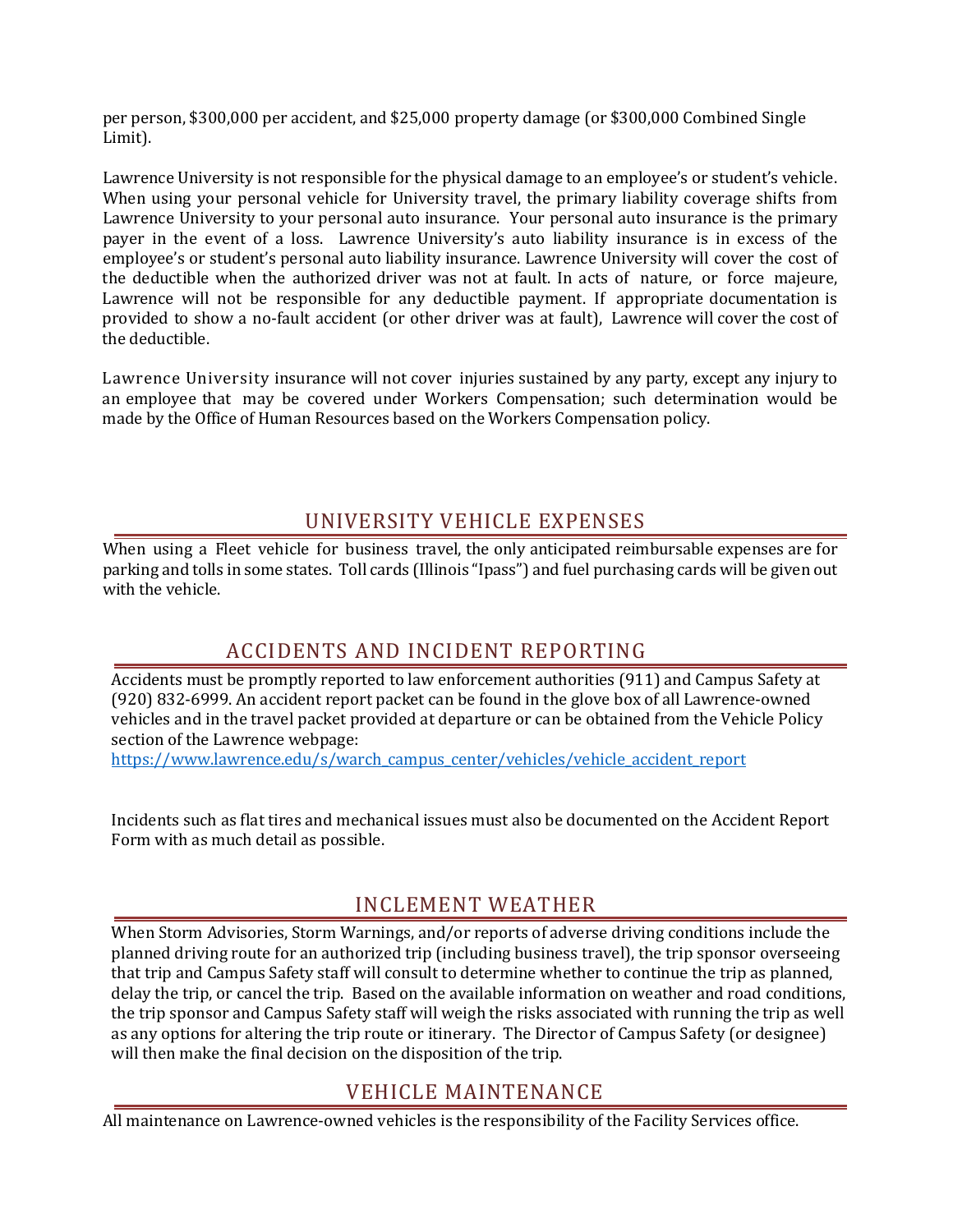per person, $300,000 per accident, and $25,000 property damage (or $300,000 Combined Single Limit).

Lawrence University is not responsible for the physical damage to an employee's or student's vehicle. When using your personal vehicle for University travel, the primary liability coverage shifts from Lawrence University to your personal auto insurance. Your personal auto insurance is the primary payer in the event of a loss. Lawrence University's auto liability insurance is in excess of the employee's or student's personal auto liability insurance. Lawrence University will cover the cost of the deductible when the authorized driver was not at fault. In acts of nature, or force majeure, Lawrence will not be responsible for any deductible payment. If appropriate documentation is provided to show a no-fault accident (or other driver was at fault), Lawrence will cover the cost of the deductible.

Lawrence University insurance will not cover injuries sustained by any party, except any injury to an employee that may be covered under Workers Compensation; such determination would be made by the Office of Human Resources based on the Workers Compensation policy.

## UNIVERSITY VEHICLE EXPENSES

When using a Fleet vehicle for business travel, the only anticipated reimbursable expenses are for parking and tolls in some states. Toll cards (Illinois "Ipass") and fuel purchasing cards will be given out with the vehicle.

## ACCIDENTS AND INCIDENT REPORTING

Accidents must be promptly reported to law enforcement authorities (911) and Campus Safety at (920) 832-6999. An accident report packet can be found in the glove box of all Lawrence-owned vehicles and in the travel packet provided at departure or can be obtained from the Vehicle Policy section of the Lawrence webpage:
https://www.lawrence.edu/s/warch_campus_center/vehicles/vehicle_accident_report

Incidents such as flat tires and mechanical issues must also be documented on the Accident Report Form with as much detail as possible.

## INCLEMENT WEATHER

When Storm Advisories, Storm Warnings, and/or reports of adverse driving conditions include the planned driving route for an authorized trip (including business travel), the trip sponsor overseeing that trip and Campus Safety staff will consult to determine whether to continue the trip as planned, delay the trip, or cancel the trip. Based on the available information on weather and road conditions, the trip sponsor and Campus Safety staff will weigh the risks associated with running the trip as well as any options for altering the trip route or itinerary. The Director of Campus Safety (or designee) will then make the final decision on the disposition of the trip.

## VEHICLE MAINTENANCE

All maintenance on Lawrence-owned vehicles is the responsibility of the Facility Services office.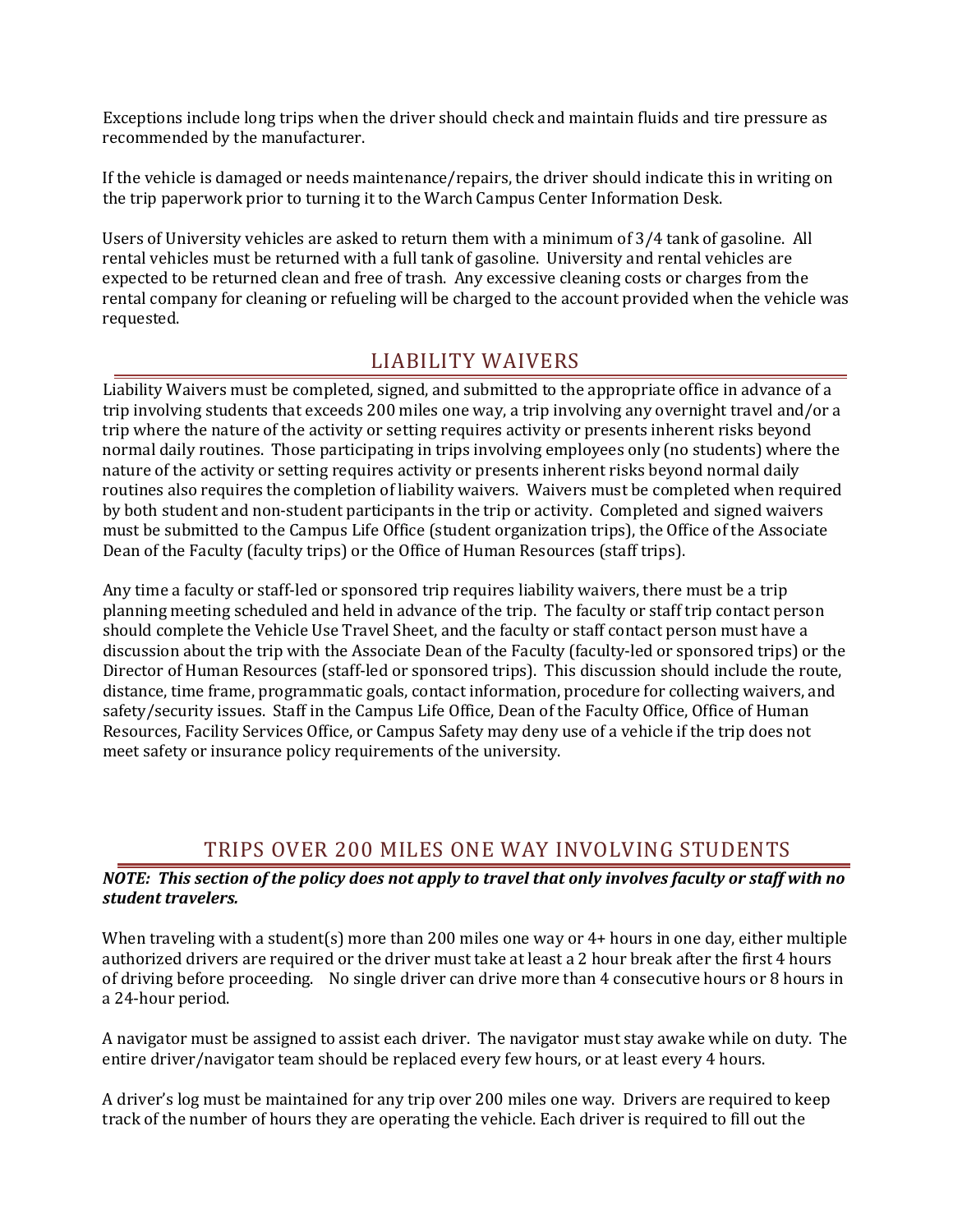Exceptions include long trips when the driver should check and maintain fluids and tire pressure as recommended by the manufacturer.

If the vehicle is damaged or needs maintenance/repairs, the driver should indicate this in writing on the trip paperwork prior to turning it to the Warch Campus Center Information Desk.

Users of University vehicles are asked to return them with a minimum of 3/4 tank of gasoline. All rental vehicles must be returned with a full tank of gasoline. University and rental vehicles are expected to be returned clean and free of trash. Any excessive cleaning costs or charges from the rental company for cleaning or refueling will be charged to the account provided when the vehicle was requested.

## LIABILITY WAIVERS

Liability Waivers must be completed, signed, and submitted to the appropriate office in advance of a trip involving students that exceeds 200 miles one way, a trip involving any overnight travel and/or a trip where the nature of the activity or setting requires activity or presents inherent risks beyond normal daily routines. Those participating in trips involving employees only (no students) where the nature of the activity or setting requires activity or presents inherent risks beyond normal daily routines also requires the completion of liability waivers. Waivers must be completed when required by both student and non-student participants in the trip or activity. Completed and signed waivers must be submitted to the Campus Life Office (student organization trips), the Office of the Associate Dean of the Faculty (faculty trips) or the Office of Human Resources (staff trips).

Any time a faculty or staff-led or sponsored trip requires liability waivers, there must be a trip planning meeting scheduled and held in advance of the trip. The faculty or staff trip contact person should complete the Vehicle Use Travel Sheet, and the faculty or staff contact person must have a discussion about the trip with the Associate Dean of the Faculty (faculty-led or sponsored trips) or the Director of Human Resources (staff-led or sponsored trips). This discussion should include the route, distance, time frame, programmatic goals, contact information, procedure for collecting waivers, and safety/security issues. Staff in the Campus Life Office, Dean of the Faculty Office, Office of Human Resources, Facility Services Office, or Campus Safety may deny use of a vehicle if the trip does not meet safety or insurance policy requirements of the university.

## TRIPS OVER 200 MILES ONE WAY INVOLVING STUDENTS

***NOTE: This section of the policy does not apply to travel that only involves faculty or staff with no student travelers.***

When traveling with a student(s) more than 200 miles one way or 4+ hours in one day, either multiple authorized drivers are required or the driver must take at least a 2 hour break after the first 4 hours of driving before proceeding. No single driver can drive more than 4 consecutive hours or 8 hours in a 24-hour period.

A navigator must be assigned to assist each driver. The navigator must stay awake while on duty. The entire driver/navigator team should be replaced every few hours, or at least every 4 hours.

A driver's log must be maintained for any trip over 200 miles one way. Drivers are required to keep track of the number of hours they are operating the vehicle. Each driver is required to fill out the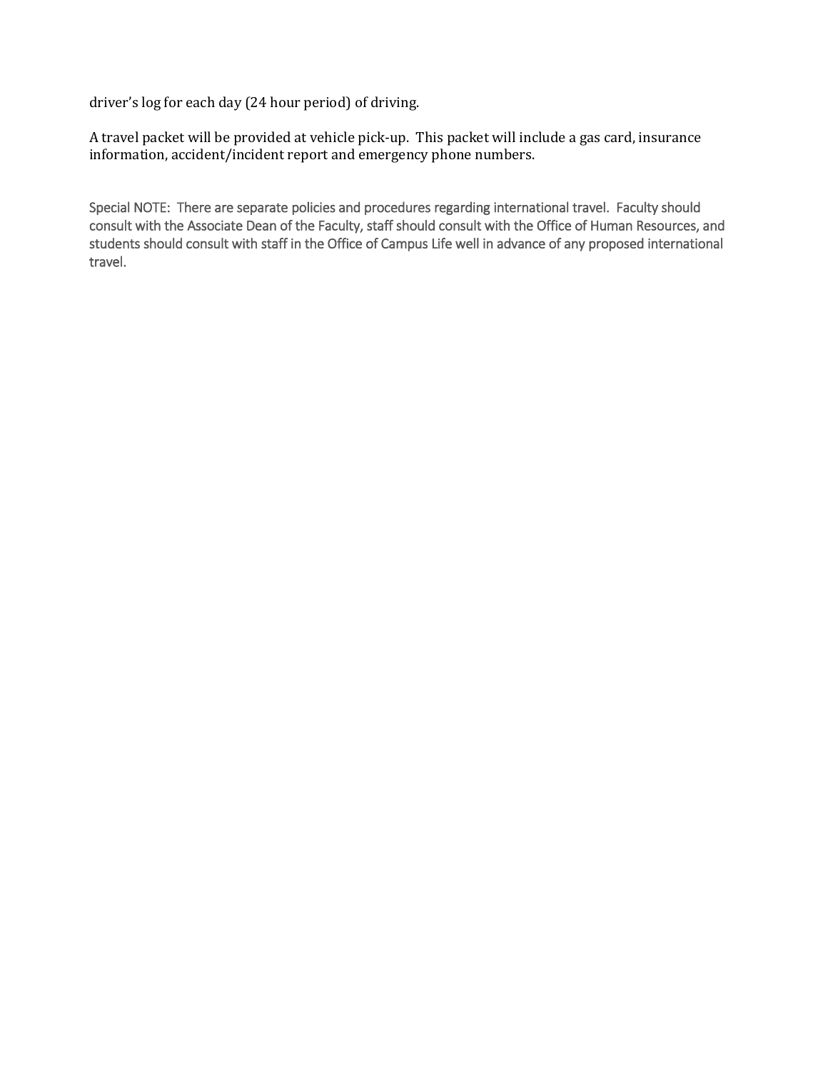driver's log for each day (24 hour period) of driving.

A travel packet will be provided at vehicle pick-up. This packet will include a gas card, insurance information, accident/incident report and emergency phone numbers.

Special NOTE: There are separate policies and procedures regarding international travel. Faculty should consult with the Associate Dean of the Faculty, staff should consult with the Office of Human Resources, and students should consult with staff in the Office of Campus Life well in advance of any proposed international travel.